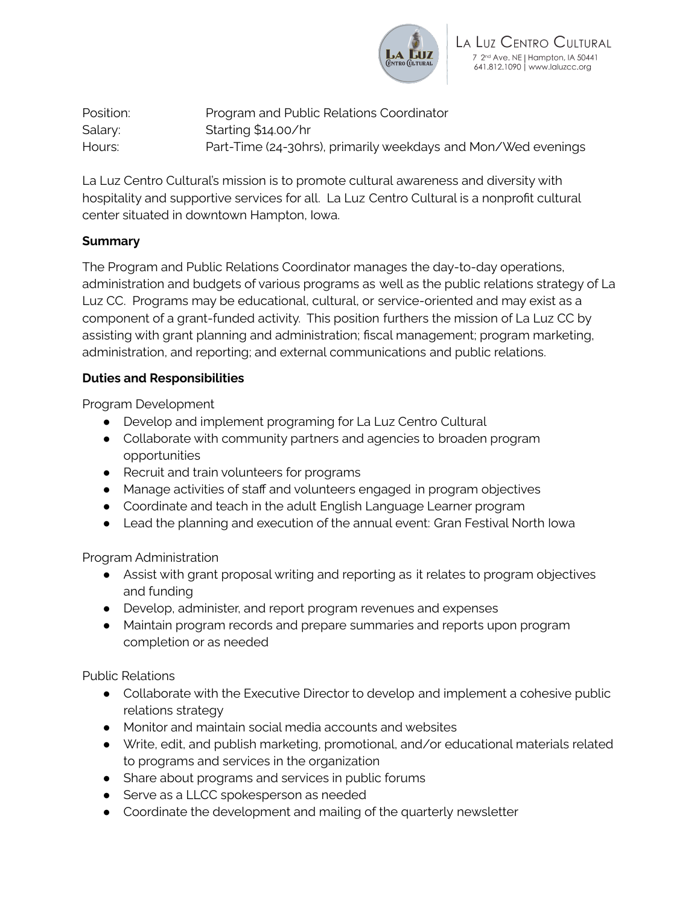La Luz Centro Cultural
7 2nd Ave. NE | Hampton, IA 50441
641.812.1090 | www.laluzcc.org

| | |
|---|---|
| Position: | Program and Public Relations Coordinator |
| Salary: | Starting $14.00/hr |
| Hours: | Part-Time (24-30hrs), primarily weekdays and Mon/Wed evenings |

La Luz Centro Cultural's mission is to promote cultural awareness and diversity with hospitality and supportive services for all. La Luz Centro Cultural is a nonprofit cultural center situated in downtown Hampton, Iowa.

**Summary**

The Program and Public Relations Coordinator manages the day-to-day operations, administration and budgets of various programs as well as the public relations strategy of La Luz CC. Programs may be educational, cultural, or service-oriented and may exist as a component of a grant-funded activity. This position furthers the mission of La Luz CC by assisting with grant planning and administration; fiscal management; program marketing, administration, and reporting; and external communications and public relations.

**Duties and Responsibilities**

Program Development

- Develop and implement programing for La Luz Centro Cultural
- Collaborate with community partners and agencies to broaden program opportunities
- Recruit and train volunteers for programs
- Manage activities of staff and volunteers engaged in program objectives
- Coordinate and teach in the adult English Language Learner program
- Lead the planning and execution of the annual event: Gran Festival North Iowa

Program Administration

- Assist with grant proposal writing and reporting as it relates to program objectives and funding
- Develop, administer, and report program revenues and expenses
- Maintain program records and prepare summaries and reports upon program completion or as needed

Public Relations

- Collaborate with the Executive Director to develop and implement a cohesive public relations strategy
- Monitor and maintain social media accounts and websites
- Write, edit, and publish marketing, promotional, and/or educational materials related to programs and services in the organization
- Share about programs and services in public forums
- Serve as a LLCC spokesperson as needed
- Coordinate the development and mailing of the quarterly newsletter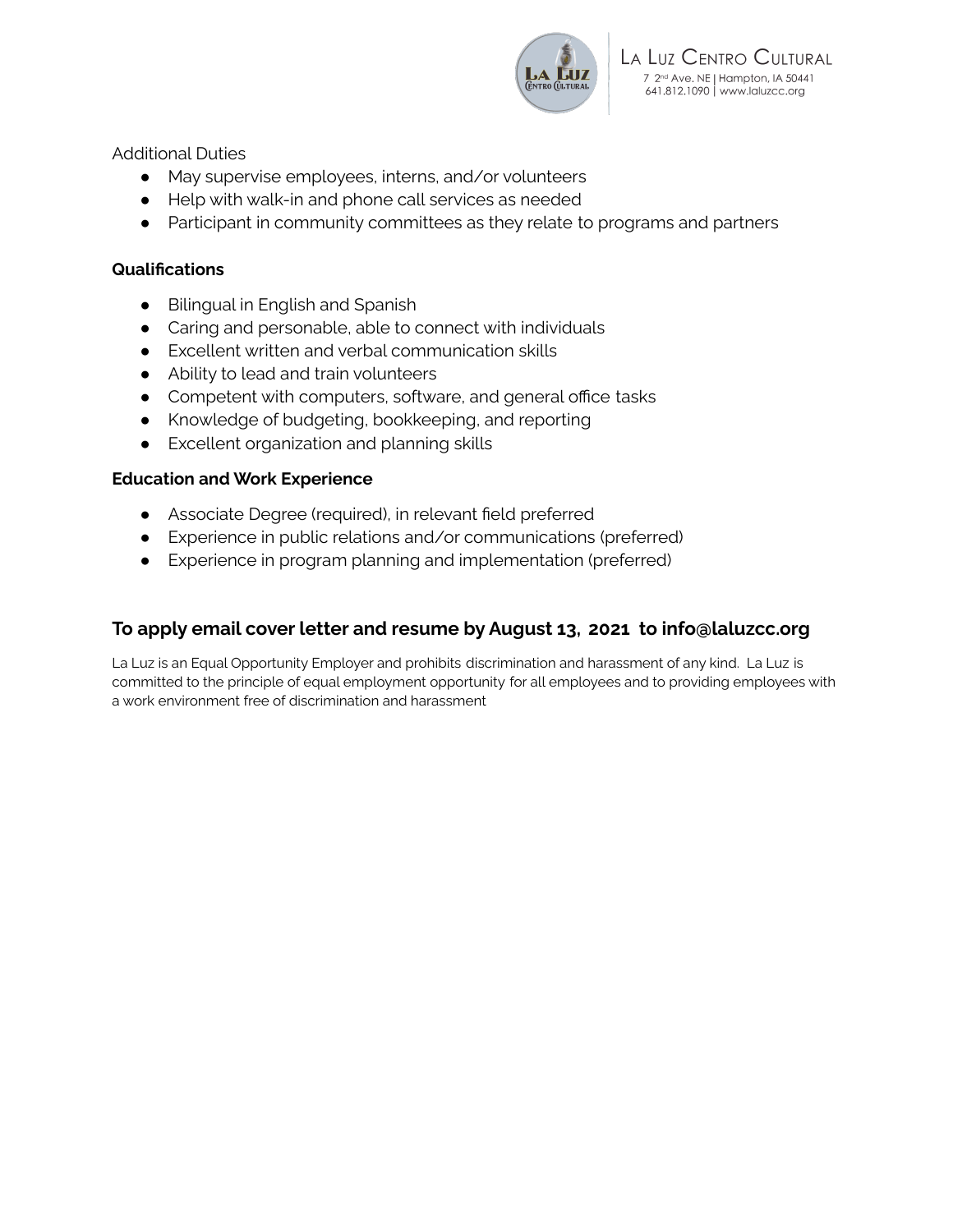Additional Duties

- May supervise employees, interns, and/or volunteers
- Help with walk-in and phone call services as needed
- Participant in community committees as they relate to programs and partners

**Qualifications**

- Bilingual in English and Spanish
- Caring and personable, able to connect with individuals
- Excellent written and verbal communication skills
- Ability to lead and train volunteers
- Competent with computers, software, and general office tasks
- Knowledge of budgeting, bookkeeping, and reporting
- Excellent organization and planning skills

**Education and Work Experience**

- Associate Degree (required), in relevant field preferred
- Experience in public relations and/or communications (preferred)
- Experience in program planning and implementation (preferred)

## To apply email cover letter and resume by August 13, 2021 to info@laluzcc.org

La Luz is an Equal Opportunity Employer and prohibits discrimination and harassment of any kind. La Luz is committed to the principle of equal employment opportunity for all employees and to providing employees with a work environment free of discrimination and harassment